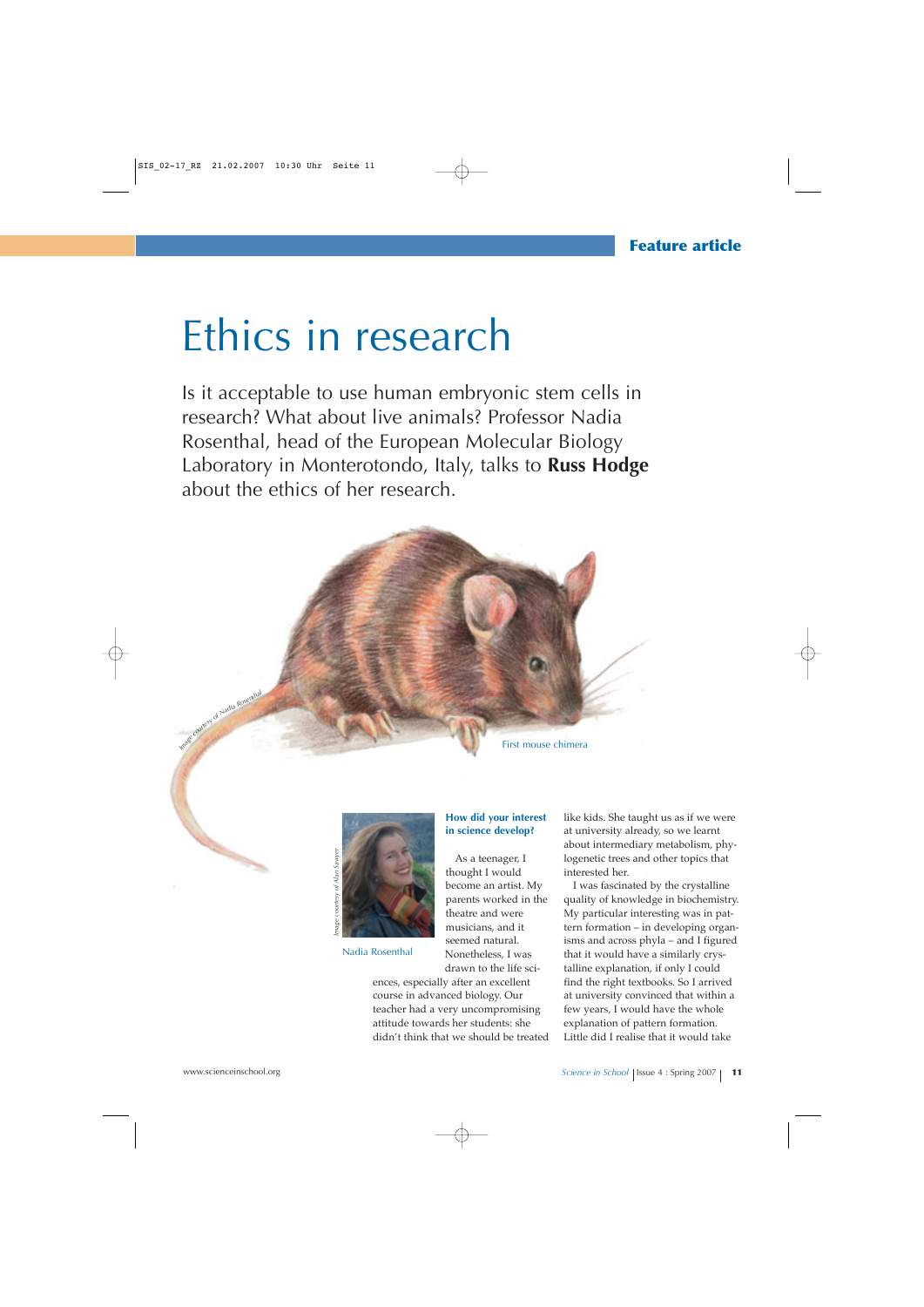Feature article

# Ethics in research

Is it acceptable to use human embryonic stem cells in research? What about live animals? Professor Nadia Rosenthal, head of the European Molecular Biology Laboratory in Monterotondo, Italy, talks to **Russ Hodge** about the ethics of her research.

*Image courtesy of Nadia Rosenthal*

First mouse chimera

*Image courtesy of Alan Sawyer*

Nadia Rosenthal

### How did your interest in science develop?

As a teenager, I thought I would become an artist. My parents worked in the theatre and were musicians, and it seemed natural. Nonetheless, I was drawn to the life sciences, especially after an excellent course in advanced biology. Our teacher had a very uncompromising attitude towards her students: she didn't think that we should be treated like kids. She taught us as if we were at university already, so we learnt about intermediary metabolism, phylogenetic trees and other topics that interested her.

I was fascinated by the crystalline quality of knowledge in biochemistry. My particular interesting was in pattern formation – in developing organisms and across phyla – and I figured that it would have a similarly crystalline explanation, if only I could find the right textbooks. So I arrived at university convinced that within a few years, I would have the whole explanation of pattern formation. Little did I realise that it would take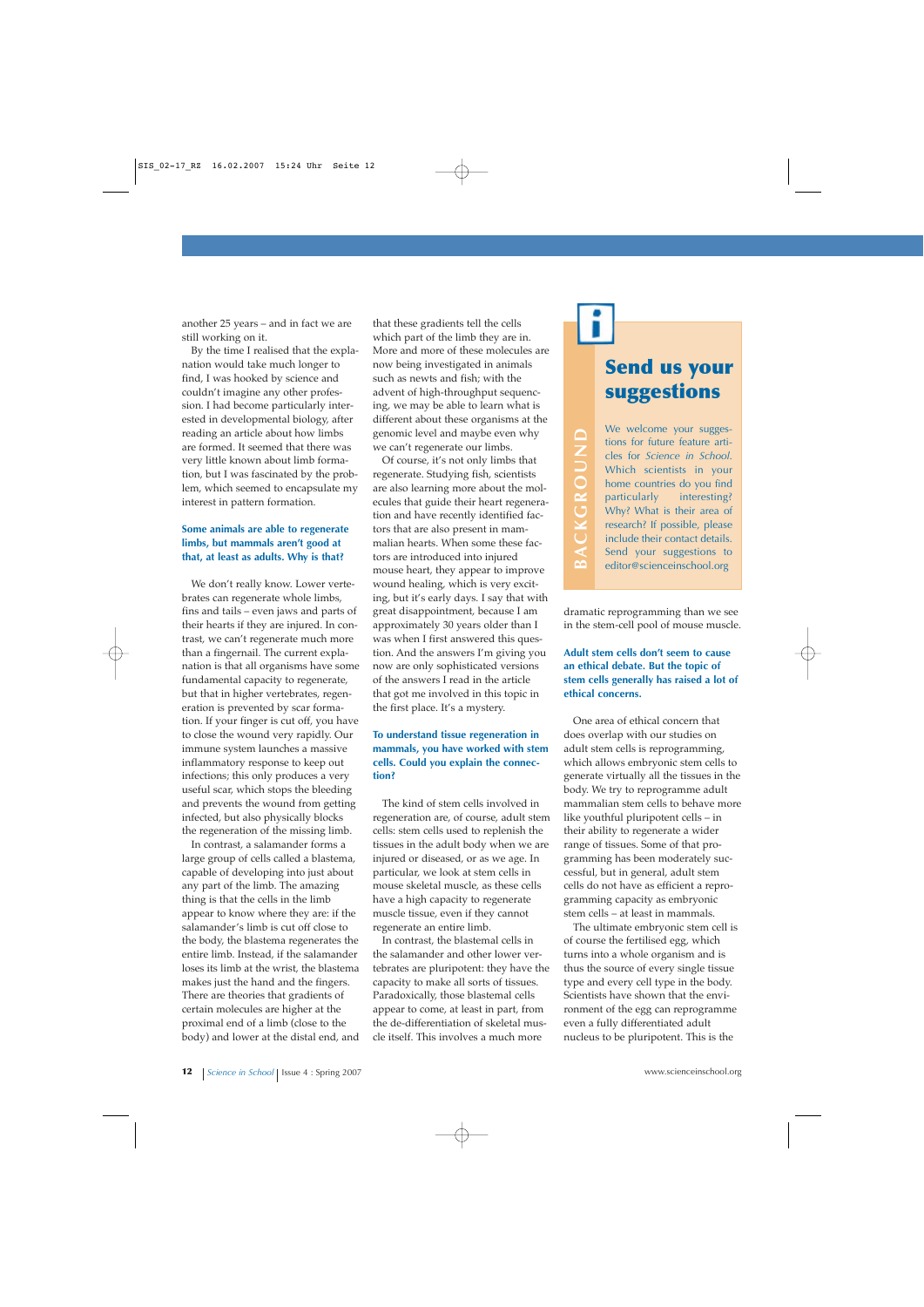another 25 years – and in fact we are still working on it.

By the time I realised that the explanation would take much longer to find, I was hooked by science and couldn't imagine any other profession. I had become particularly interested in developmental biology, after reading an article about how limbs are formed. It seemed that there was very little known about limb formation, but I was fascinated by the problem, which seemed to encapsulate my interest in pattern formation.

**Some animals are able to regenerate limbs, but mammals aren't good at that, at least as adults. Why is that?**

We don't really know. Lower vertebrates can regenerate whole limbs, fins and tails – even jaws and parts of their hearts if they are injured. In contrast, we can't regenerate much more than a fingernail. The current explanation is that all organisms have some fundamental capacity to regenerate, but that in higher vertebrates, regeneration is prevented by scar formation. If your finger is cut off, you have to close the wound very rapidly. Our immune system launches a massive inflammatory response to keep out infections; this only produces a very useful scar, which stops the bleeding and prevents the wound from getting infected, but also physically blocks the regeneration of the missing limb.

In contrast, a salamander forms a large group of cells called a blastema, capable of developing into just about any part of the limb. The amazing thing is that the cells in the limb appear to know where they are: if the salamander's limb is cut off close to the body, the blastema regenerates the entire limb. Instead, if the salamander loses its limb at the wrist, the blastema makes just the hand and the fingers. There are theories that gradients of certain molecules are higher at the proximal end of a limb (close to the body) and lower at the distal end, and that these gradients tell the cells which part of the limb they are in. More and more of these molecules are now being investigated in animals such as newts and fish; with the advent of high-throughput sequencing, we may be able to learn what is different about these organisms at the genomic level and maybe even why we can't regenerate our limbs.

Of course, it's not only limbs that regenerate. Studying fish, scientists are also learning more about the molecules that guide their heart regeneration and have recently identified factors that are also present in mammalian hearts. When some these factors are introduced into injured mouse heart, they appear to improve wound healing, which is very exciting, but it's early days. I say that with great disappointment, because I am approximately 30 years older than I was when I first answered this question. And the answers I'm giving you now are only sophisticated versions of the answers I read in the article that got me involved in this topic in the first place. It's a mystery.

**To understand tissue regeneration in mammals, you have worked with stem cells. Could you explain the connection?**

The kind of stem cells involved in regeneration are, of course, adult stem cells: stem cells used to replenish the tissues in the adult body when we are injured or diseased, or as we age. In particular, we look at stem cells in mouse skeletal muscle, as these cells have a high capacity to regenerate muscle tissue, even if they cannot regenerate an entire limb.

In contrast, the blastemal cells in the salamander and other lower vertebrates are pluripotent: they have the capacity to make all sorts of tissues. Paradoxically, those blastemal cells appear to come, at least in part, from the de-differentiation of skeletal muscle itself. This involves a much more dramatic reprogramming than we see in the stem-cell pool of mouse muscle.

**Adult stem cells don't seem to cause an ethical debate. But the topic of stem cells generally has raised a lot of ethical concerns.**

One area of ethical concern that does overlap with our studies on adult stem cells is reprogramming, which allows embryonic stem cells to generate virtually all the tissues in the body. We try to reprogramme adult mammalian stem cells to behave more like youthful pluripotent cells – in their ability to regenerate a wider range of tissues. Some of that programming has been moderately successful, but in general, adult stem cells do not have as efficient a reprogramming capacity as embryonic stem cells – at least in mammals.

The ultimate embryonic stem cell is of course the fertilised egg, which turns into a whole organism and is thus the source of every single tissue type and every cell type in the body. Scientists have shown that the environment of the egg can reprogramme even a fully differentiated adult nucleus to be pluripotent. This is the

---

**BACKGROUND**

## Send us your suggestions

We welcome your suggestions for future feature articles for *Science in School*. Which scientists in your home countries do you find particularly interesting? Why? What is their area of research? If possible, please include their contact details. Send your suggestions to editor@scienceinschool.org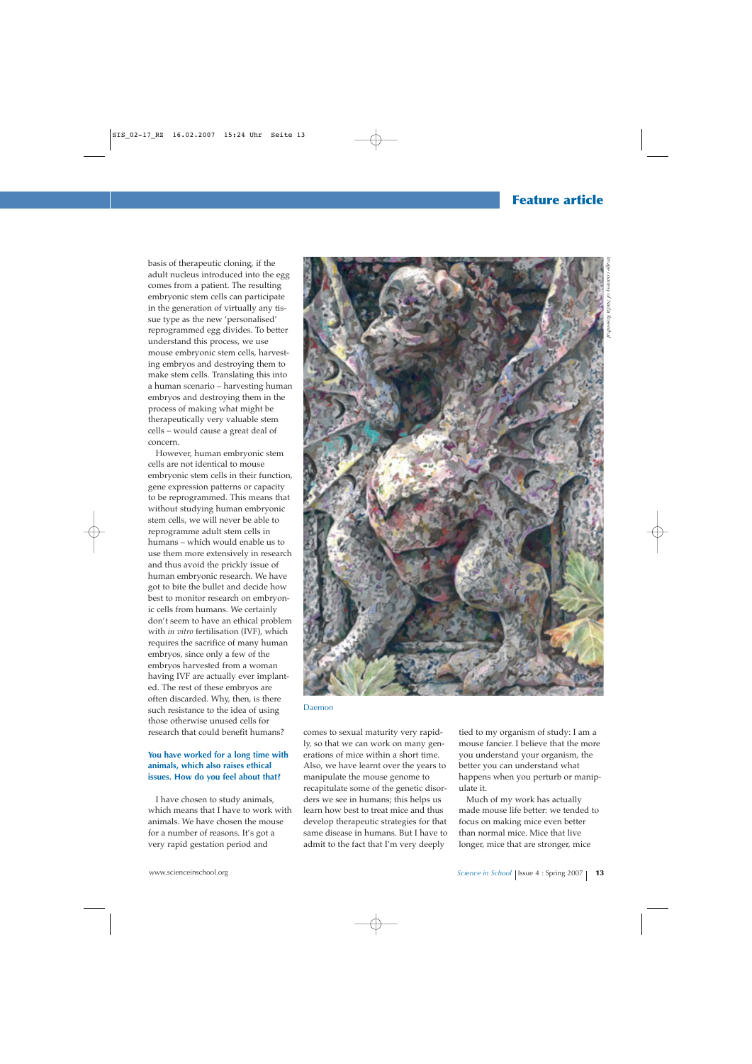basis of therapeutic cloning, if the adult nucleus introduced into the egg comes from a patient. The resulting embryonic stem cells can participate in the generation of virtually any tissue type as the new 'personalised' reprogrammed egg divides. To better understand this process, we use mouse embryonic stem cells, harvesting embryos and destroying them to make stem cells. Translating this into a human scenario – harvesting human embryos and destroying them in the process of making what might be therapeutically very valuable stem cells – would cause a great deal of concern.

However, human embryonic stem cells are not identical to mouse embryonic stem cells in their function, gene expression patterns or capacity to be reprogrammed. This means that without studying human embryonic stem cells, we will never be able to reprogramme adult stem cells in humans – which would enable us to use them more extensively in research and thus avoid the prickly issue of human embryonic research. We have got to bite the bullet and decide how best to monitor research on embryonic cells from humans. We certainly don't seem to have an ethical problem with *in vitro* fertilisation (IVF), which requires the sacrifice of many human embryos, since only a few of the embryos harvested from a woman having IVF are actually ever implanted. The rest of these embryos are often discarded. Why, then, is there such resistance to the idea of using those otherwise unused cells for research that could benefit humans?

Image courtesy of Nadia Rosenthal

Daemon

**You have worked for a long time with animals, which also raises ethical issues. How do you feel about that?**

I have chosen to study animals, which means that I have to work with animals. We have chosen the mouse for a number of reasons. It's got a very rapid gestation period and comes to sexual maturity very rapidly, so that we can work on many generations of mice within a short time. Also, we have learnt over the years to manipulate the mouse genome to recapitulate some of the genetic disorders we see in humans; this helps us learn how best to treat mice and thus develop therapeutic strategies for that same disease in humans. But I have to admit to the fact that I'm very deeply tied to my organism of study: I am a mouse fancier. I believe that the more you understand your organism, the better you can understand what happens when you perturb or manipulate it.

Much of my work has actually made mouse life better: we tended to focus on making mice even better than normal mice. Mice that live longer, mice that are stronger, mice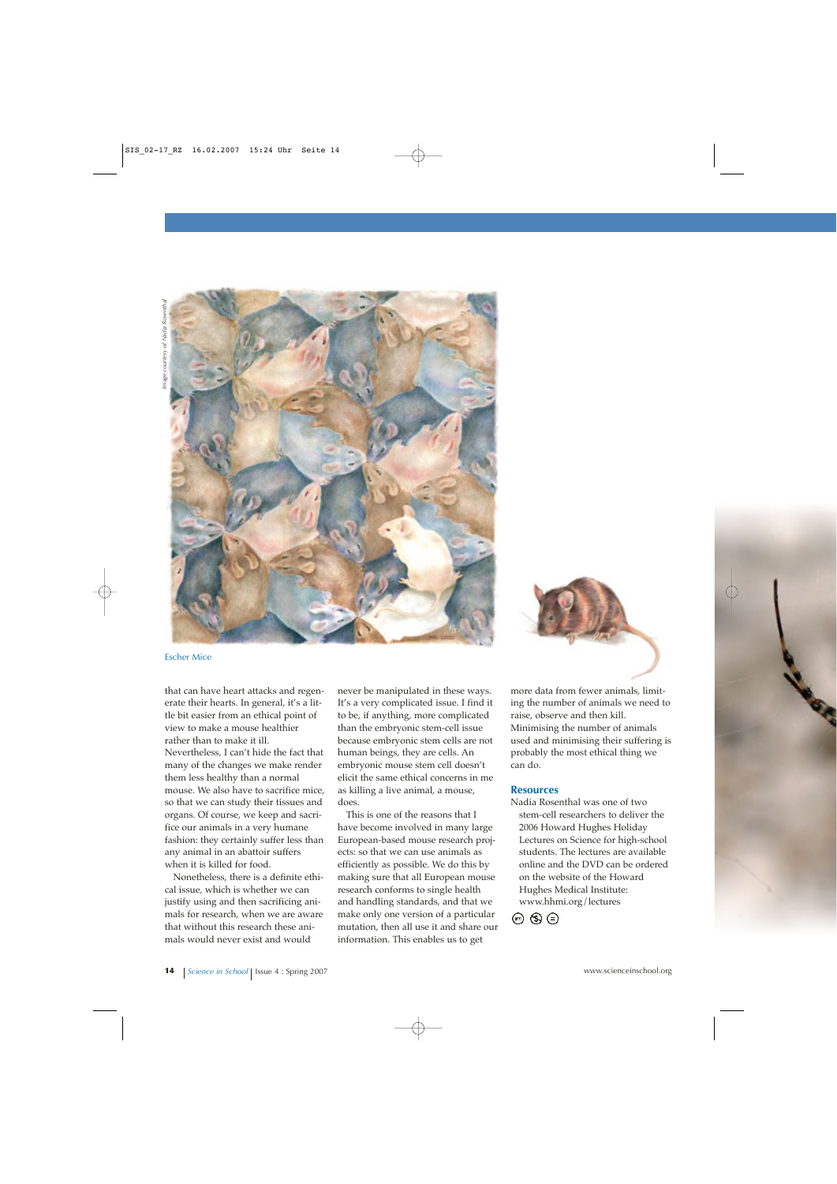Escher Mice

that can have heart attacks and regenerate their hearts. In general, it's a little bit easier from an ethical point of view to make a mouse healthier rather than to make it ill. Nevertheless, I can't hide the fact that many of the changes we make render them less healthy than a normal mouse. We also have to sacrifice mice, so that we can study their tissues and organs. Of course, we keep and sacrifice our animals in a very humane fashion: they certainly suffer less than any animal in an abattoir suffers when it is killed for food.

Nonetheless, there is a definite ethical issue, which is whether we can justify using and then sacrificing animals for research, when we are aware that without this research these animals would never exist and would never be manipulated in these ways. It's a very complicated issue. I find it to be, if anything, more complicated than the embryonic stem-cell issue because embryonic stem cells are not human beings, they are cells. An embryonic mouse stem cell doesn't elicit the same ethical concerns in me as killing a live animal, a mouse, does.

This is one of the reasons that I have become involved in many large European-based mouse research projects: so that we can use animals as efficiently as possible. We do this by making sure that all European mouse research conforms to single health and handling standards, and that we make only one version of a particular mutation, then all use it and share our information. This enables us to get more data from fewer animals, limiting the number of animals we need to raise, observe and then kill. Minimising the number of animals used and minimising their suffering is probably the most ethical thing we can do.

## Resources

Nadia Rosenthal was one of two stem-cell researchers to deliver the 2006 Howard Hughes Holiday Lectures on Science for high-school students. The lectures are available online and the DVD can be ordered on the website of the Howard Hughes Medical Institute: www.hhmi.org/lectures